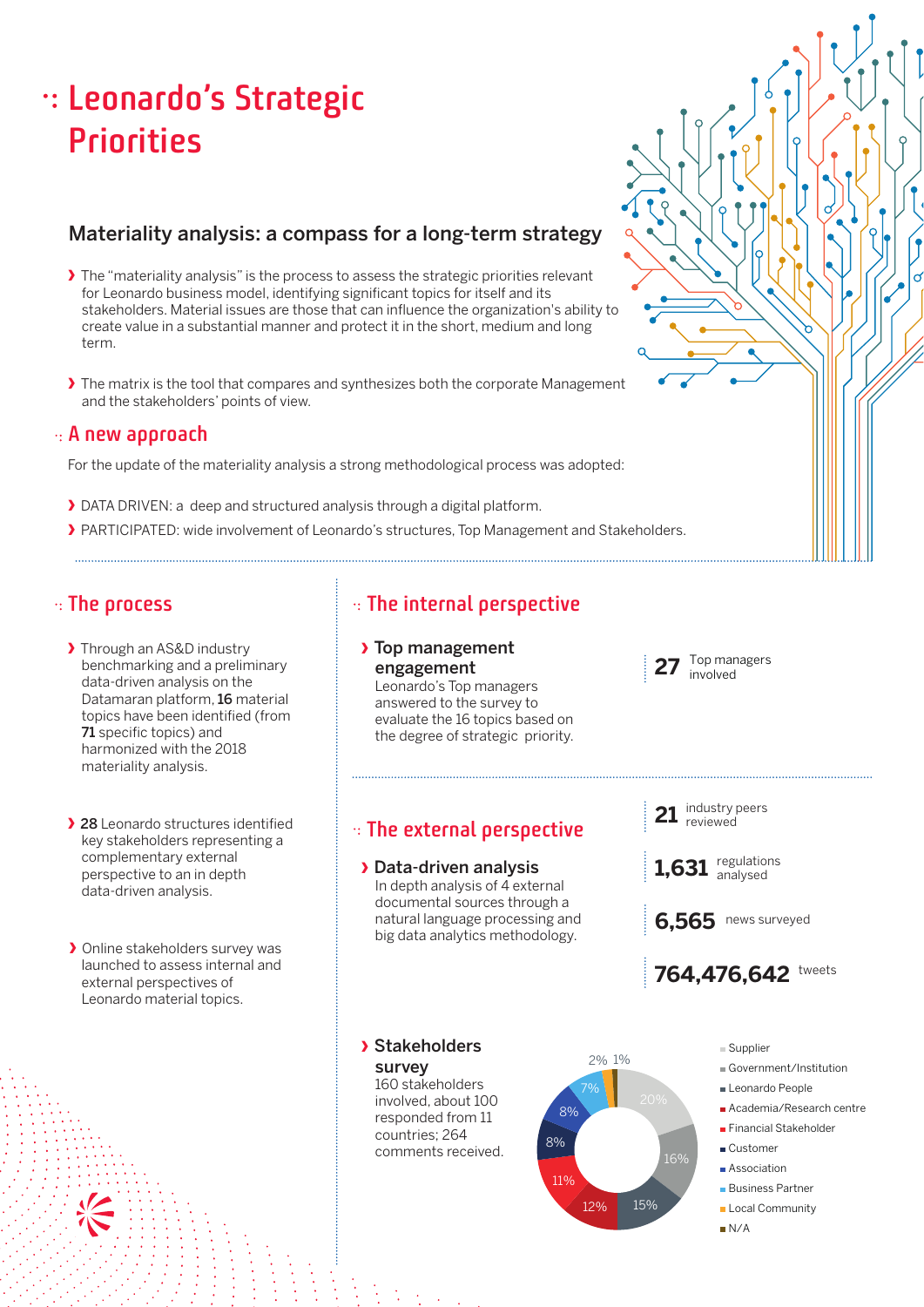# Leonardo's Strategic Priorities

## Materiality analysis: a compass for a long-term strategy

- The "materiality analysis" is the process to assess the strategic priorities relevant for Leonardo business model, identifying significant topics for itself and its stakeholders. Material issues are those that can influence the organization's ability to create value in a substantial manner and protect it in the short, medium and long term.
- The matrix is the tool that compares and synthesizes both the corporate Management and the stakeholders' points of view.

## A new approach

For the update of the materiality analysis a strong methodological process was adopted:

- DATA DRIVEN: a deep and structured analysis through a digital platform.
- PARTICIPATED: wide involvement of Leonardo's structures, Top Management and Stakeholders.

## The process

- Through an AS&D industry benchmarking and a preliminary data-driven analysis on the Datamaran platform, **16** material topics have been identified (from **71** specific topics) and harmonized with the 2018 materiality analysis.
- **28** Leonardo structures identified key stakeholders representing a complementary external perspective to an in depth data-driven analysis.
- Online stakeholders survey was launched to assess internal and external perspectives of Leonardo material topics.

## The internal perspective

- **Top management engagement**
  Leonardo's Top managers answered to the survey to evaluate the 16 topics based on the degree of strategic priority.

**27** Top managers involved

## The external perspective

- **Data-driven analysis**
  In depth analysis of 4 external documental sources through a natural language processing and big data analytics methodology.

**21** industry peers reviewed

**1,631** regulations analysed

**6,565** news surveyed

**764,476,642** tweets

- **Stakeholders survey**
  160 stakeholders involved, about 100 responded from 11 countries; 264 comments received.

| Stakeholder | % |
|---|---|
| Supplier | 20% |
| Government/Institution | 16% |
| Leonardo People | 15% |
| Academia/Research centre | 12% |
| Financial Stakeholder | 11% |
| Customer | 8% |
| Association | 8% |
| Business Partner | 7% |
| Local Community | 2% |
| N/A | 1% |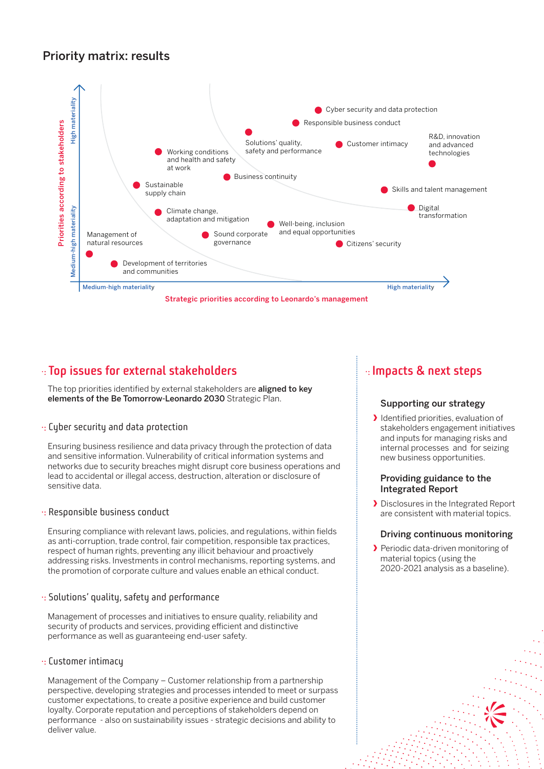## Priority matrix: results

Priorities according to stakeholders

High materiality

Medium-high materiality

Cyber security and data protection

Responsible business conduct

Solutions' quality, safety and performance

Customer intimacy

R&D, innovation and advanced technologies

Working conditions and health and safety at work

Business continuity

Sustainable supply chain

Skills and talent management

Digital transformation

Climate change, adaptation and mitigation

Well-being, inclusion and equal opportunities

Management of natural resources

Sound corporate governance

Citizens' security

Development of territories and communities

Medium-high materiality

High materiality

Strategic priorities according to Leonardo's management

## Top issues for external stakeholders

The top priorities identified by external stakeholders are **aligned to key elements of the Be Tomorrow-Leonardo 2030** Strategic Plan.

### Cyber security and data protection

Ensuring business resilience and data privacy through the protection of data and sensitive information. Vulnerability of critical information systems and networks due to security breaches might disrupt core business operations and lead to accidental or illegal access, destruction, alteration or disclosure of sensitive data.

### Responsible business conduct

Ensuring compliance with relevant laws, policies, and regulations, within fields as anti-corruption, trade control, fair competition, responsible tax practices, respect of human rights, preventing any illicit behaviour and proactively addressing risks. Investments in control mechanisms, reporting systems, and the promotion of corporate culture and values enable an ethical conduct.

### Solutions' quality, safety and performance

Management of processes and initiatives to ensure quality, reliability and security of products and services, providing efficient and distinctive performance as well as guaranteeing end-user safety.

### Customer intimacy

Management of the Company – Customer relationship from a partnership perspective, developing strategies and processes intended to meet or surpass customer expectations, to create a positive experience and build customer loyalty. Corporate reputation and perceptions of stakeholders depend on performance - also on sustainability issues - strategic decisions and ability to deliver value.

## Impacts & next steps

### Supporting our strategy

- Identified priorities, evaluation of stakeholders engagement initiatives and inputs for managing risks and internal processes and for seizing new business opportunities.

### Providing guidance to the Integrated Report

- Disclosures in the Integrated Report are consistent with material topics.

### Driving continuous monitoring

- Periodic data-driven monitoring of material topics (using the 2020-2021 analysis as a baseline).